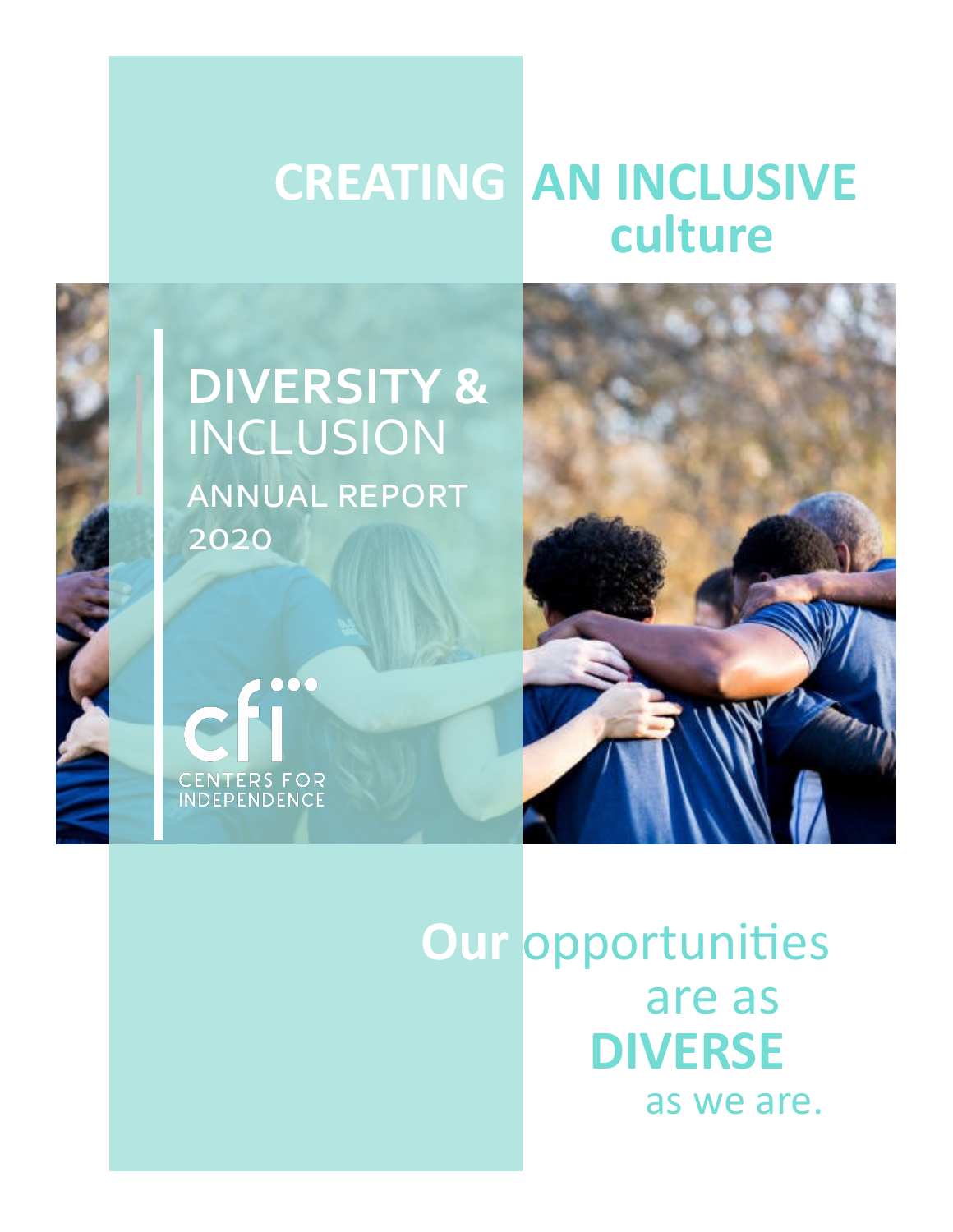# CREATING AN INCLUSIVE culture

## DIVERSITY & INCLUSION

ANNUAL REPORT 2020

CENTERS FOR INDEPENDENCE

**Our** opportunities are as **DIVERSE** as we are.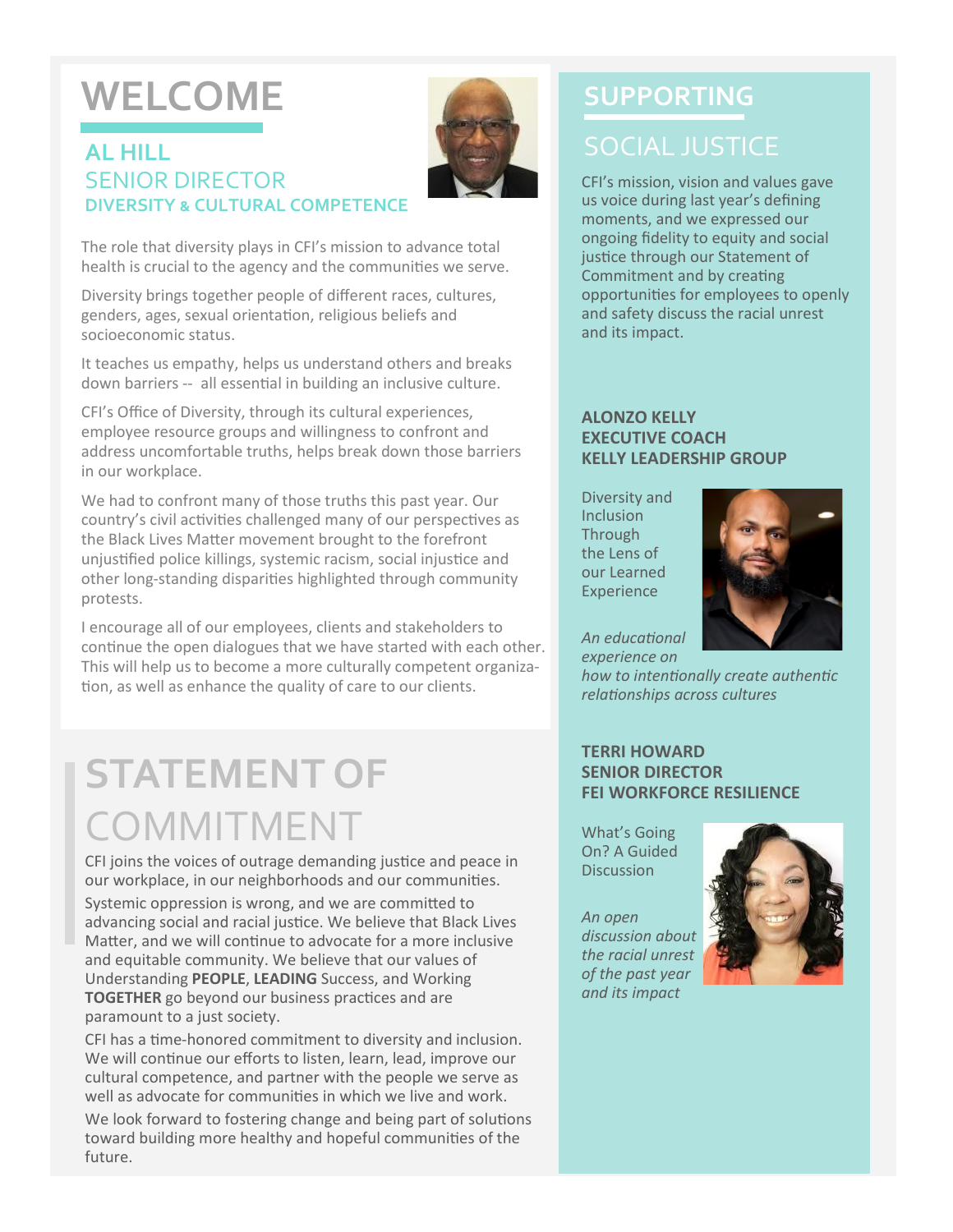# WELCOME

## AL HILL
SENIOR DIRECTOR
**DIVERSITY & CULTURAL COMPETENCE**

The role that diversity plays in CFI's mission to advance total health is crucial to the agency and the communities we serve.

Diversity brings together people of different races, cultures, genders, ages, sexual orientation, religious beliefs and socioeconomic status.

It teaches us empathy, helps us understand others and breaks down barriers -- all essential in building an inclusive culture.

CFI's Office of Diversity, through its cultural experiences, employee resource groups and willingness to confront and address uncomfortable truths, helps break down those barriers in our workplace.

We had to confront many of those truths this past year. Our country's civil activities challenged many of our perspectives as the Black Lives Matter movement brought to the forefront unjustified police killings, systemic racism, social injustice and other long-standing disparities highlighted through community protests.

I encourage all of our employees, clients and stakeholders to continue the open dialogues that we have started with each other. This will help us to become a more culturally competent organization, as well as enhance the quality of care to our clients.

# STATEMENT OF COMMITMENT

CFI joins the voices of outrage demanding justice and peace in our workplace, in our neighborhoods and our communities.

Systemic oppression is wrong, and we are committed to advancing social and racial justice. We believe that Black Lives Matter, and we will continue to advocate for a more inclusive and equitable community. We believe that our values of Understanding **PEOPLE**, **LEADING** Success, and Working **TOGETHER** go beyond our business practices and are paramount to a just society.

CFI has a time-honored commitment to diversity and inclusion. We will continue our efforts to listen, learn, lead, improve our cultural competence, and partner with the people we serve as well as advocate for communities in which we live and work.

We look forward to fostering change and being part of solutions toward building more healthy and hopeful communities of the future.

# SUPPORTING SOCIAL JUSTICE

CFI's mission, vision and values gave us voice during last year's defining moments, and we expressed our ongoing fidelity to equity and social justice through our Statement of Commitment and by creating opportunities for employees to openly and safety discuss the racial unrest and its impact.

**ALONZO KELLY**
**EXECUTIVE COACH**
**KELLY LEADERSHIP GROUP**

Diversity and Inclusion Through the Lens of our Learned Experience

*An educational experience on how to intentionally create authentic relationships across cultures*

**TERRI HOWARD**
**SENIOR DIRECTOR**
**FEI WORKFORCE RESILIENCE**

What's Going On? A Guided Discussion

*An open discussion about the racial unrest of the past year and its impact*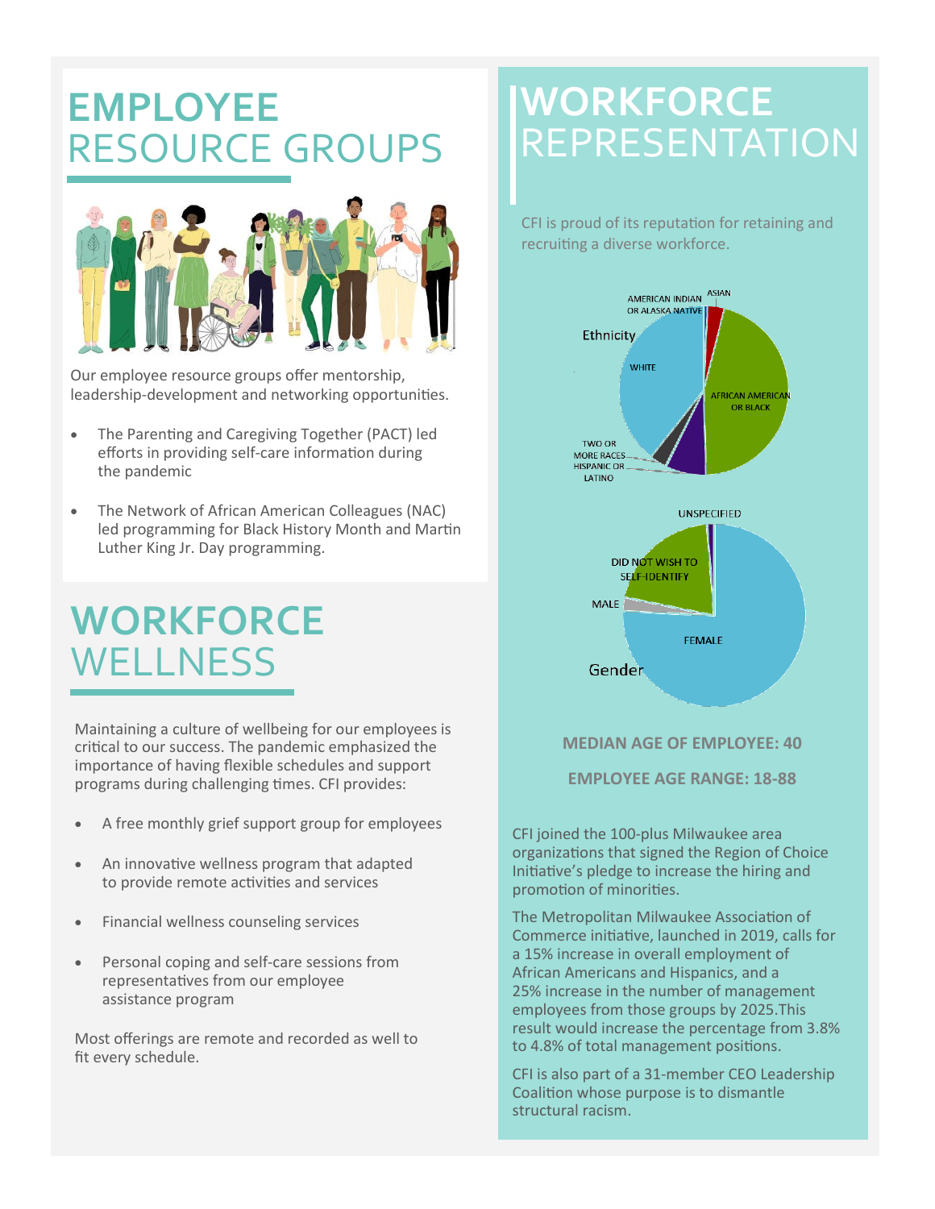# EMPLOYEE RESOURCE GROUPS

Our employee resource groups offer mentorship, leadership-development and networking opportunities.

- The Parenting and Caregiving Together (PACT) led efforts in providing self-care information during the pandemic
- The Network of African American Colleagues (NAC) led programming for Black History Month and Martin Luther King Jr. Day programming.

# WORKFORCE WELLNESS

Maintaining a culture of wellbeing for our employees is critical to our success. The pandemic emphasized the importance of having flexible schedules and support programs during challenging times. CFI provides:

- A free monthly grief support group for employees
- An innovative wellness program that adapted to provide remote activities and services
- Financial wellness counseling services
- Personal coping and self-care sessions from representatives from our employee assistance program

Most offerings are remote and recorded as well to fit every schedule.

# WORKFORCE REPRESENTATION

CFI is proud of its reputation for retaining and recruiting a diverse workforce.

Ethnicity

AMERICAN INDIAN OR ALASKA NATIVE

ASIAN

WHITE

AFRICAN AMERICAN OR BLACK

TWO OR MORE RACES

HISPANIC OR LATINO

Gender

UNSPECIFIED

DID NOT WISH TO SELF-IDENTIFY

MALE

FEMALE

**MEDIAN AGE OF EMPLOYEE: 40**

**EMPLOYEE AGE RANGE: 18-88**

CFI joined the 100-plus Milwaukee area organizations that signed the Region of Choice Initiative's pledge to increase the hiring and promotion of minorities.

The Metropolitan Milwaukee Association of Commerce initiative, launched in 2019, calls for a 15% increase in overall employment of African Americans and Hispanics, and a 25% increase in the number of management employees from those groups by 2025.This result would increase the percentage from 3.8% to 4.8% of total management positions.

CFI is also part of a 31-member CEO Leadership Coalition whose purpose is to dismantle structural racism.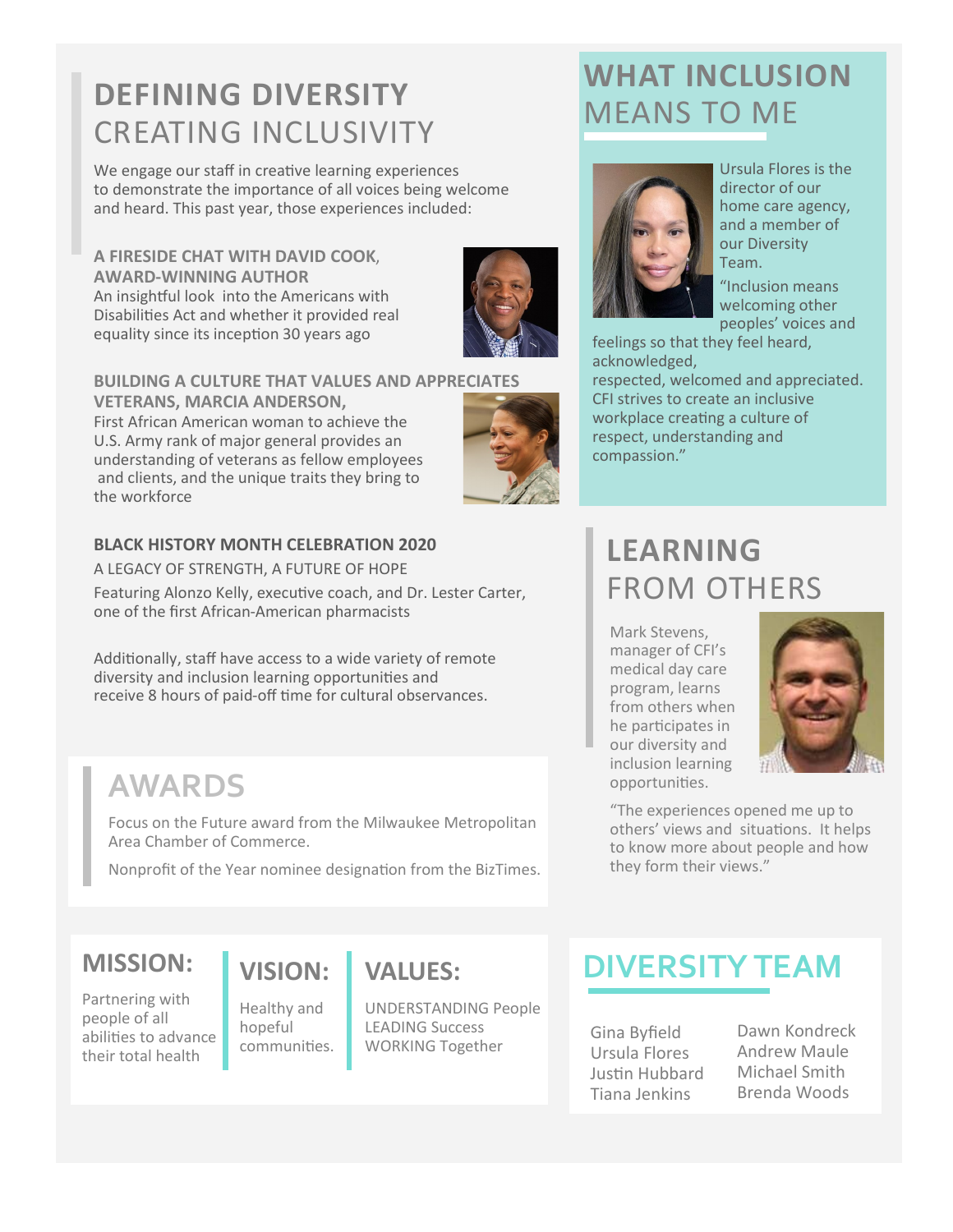## DEFINING DIVERSITY CREATING INCLUSIVITY

We engage our staff in creative learning experiences to demonstrate the importance of all voices being welcome and heard. This past year, those experiences included:

**A FIRESIDE CHAT WITH DAVID COOK, AWARD-WINNING AUTHOR**
An insightful look into the Americans with Disabilities Act and whether it provided real equality since its inception 30 years ago

**BUILDING A CULTURE THAT VALUES AND APPRECIATES VETERANS, MARCIA ANDERSON,**
First African American woman to achieve the U.S. Army rank of major general provides an understanding of veterans as fellow employees and clients, and the unique traits they bring to the workforce

**BLACK HISTORY MONTH CELEBRATION 2020**

A LEGACY OF STRENGTH, A FUTURE OF HOPE

Featuring Alonzo Kelly, executive coach, and Dr. Lester Carter, one of the first African-American pharmacists

Additionally, staff have access to a wide variety of remote diversity and inclusion learning opportunities and receive 8 hours of paid-off time for cultural observances.

## AWARDS

Focus on the Future award from the Milwaukee Metropolitan Area Chamber of Commerce.

Nonprofit of the Year nominee designation from the BizTimes.

## WHAT INCLUSION MEANS TO ME

Ursula Flores is the director of our home care agency, and a member of our Diversity Team.

"Inclusion means welcoming other peoples' voices and feelings so that they feel heard, acknowledged, respected, welcomed and appreciated. CFI strives to create an inclusive workplace creating a culture of respect, understanding and compassion."

## LEARNING FROM OTHERS

Mark Stevens, manager of CFI's medical day care program, learns from others when he participates in our diversity and inclusion learning opportunities.

"The experiences opened me up to others' views and situations. It helps to know more about people and how they form their views."

## MISSION:

Partnering with people of all abilities to advance their total health

## VISION:

Healthy and hopeful communities.

## VALUES:

UNDERSTANDING People
LEADING Success
WORKING Together

## DIVERSITY TEAM

Gina Byfield
Ursula Flores
Justin Hubbard
Tiana Jenkins
Dawn Kondreck
Andrew Maule
Michael Smith
Brenda Woods